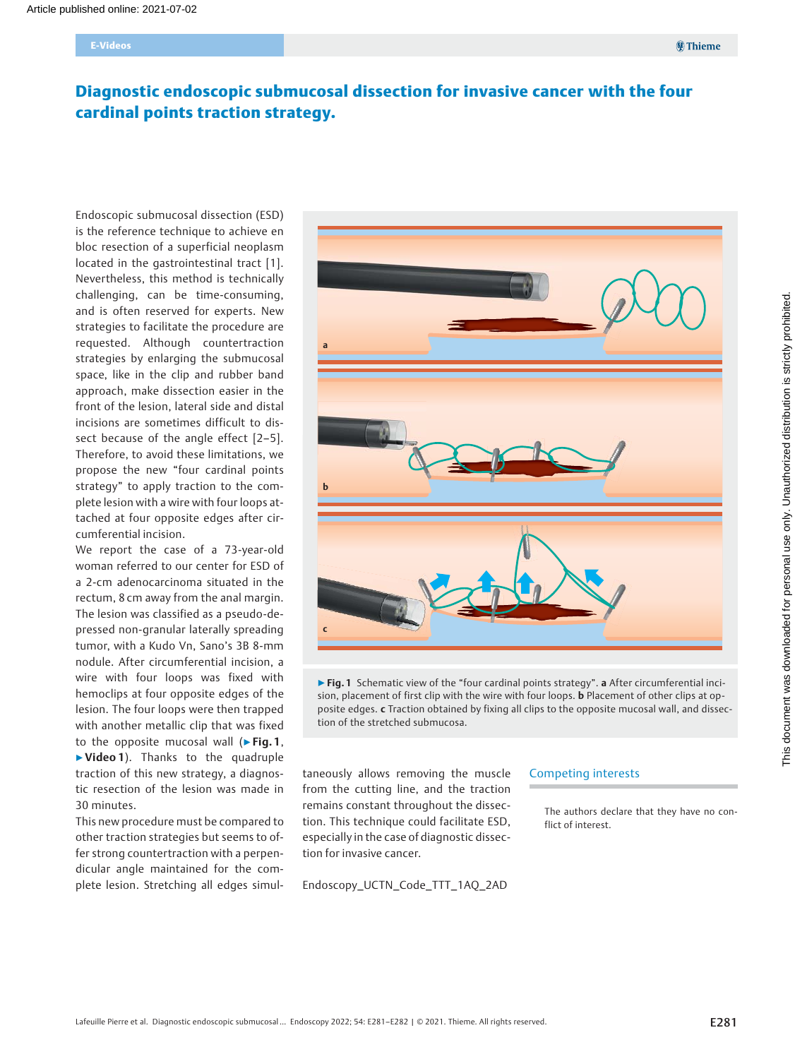# Diagnostic endoscopic submucosal dissection for invasive cancer with the four cardinal points traction strategy.

Endoscopic submucosal dissection (ESD) is the reference technique to achieve en bloc resection of a superficial neoplasm located in the gastrointestinal tract [1]. Nevertheless, this method is technically challenging, can be time-consuming, and is often reserved for experts. New strategies to facilitate the procedure are requested. Although countertraction strategies by enlarging the submucosal space, like in the clip and rubber band approach, make dissection easier in the front of the lesion, lateral side and distal incisions are sometimes difficult to dissect because of the angle effect [2–5]. Therefore, to avoid these limitations, we propose the new "four cardinal points strategy" to apply traction to the complete lesion with a wire with four loops attached at four opposite edges after circumferential incision.

We report the case of a 73-year-old woman referred to our center for ESD of a 2-cm adenocarcinoma situated in the rectum, 8 cm away from the anal margin. The lesion was classified as a pseudo-depressed non-granular laterally spreading tumor, with a Kudo Vn, Sano's 3B 8-mm nodule. After circumferential incision, a wire with four loops was fixed with hemoclips at four opposite edges of the lesion. The four loops were then trapped with another metallic clip that was fixed to the opposite mucosal wall (▶**Fig. 1**, ▶**Video 1**). Thanks to the quadruple traction of this new strategy, a diagnostic resection of the lesion was made in 30 minutes.

This new procedure must be compared to other traction strategies but seems to offer strong countertraction with a perpendicular angle maintained for the complete lesion. Stretching all edges simultaneously allows removing the muscle from the cutting line, and the traction remains constant throughout the dissection. This technique could facilitate ESD, especially in the case of diagnostic dissection for invasive cancer.

▶**Fig. 1** Schematic view of the "four cardinal points strategy". **a** After circumferential incision, placement of first clip with the wire with four loops. **b** Placement of other clips at opposite edges. **c** Traction obtained by fixing all clips to the opposite mucosal wall, and dissection of the stretched submucosa.

Endoscopy_UCTN_Code_TTT_1AQ_2AD

## Competing interests

The authors declare that they have no conflict of interest.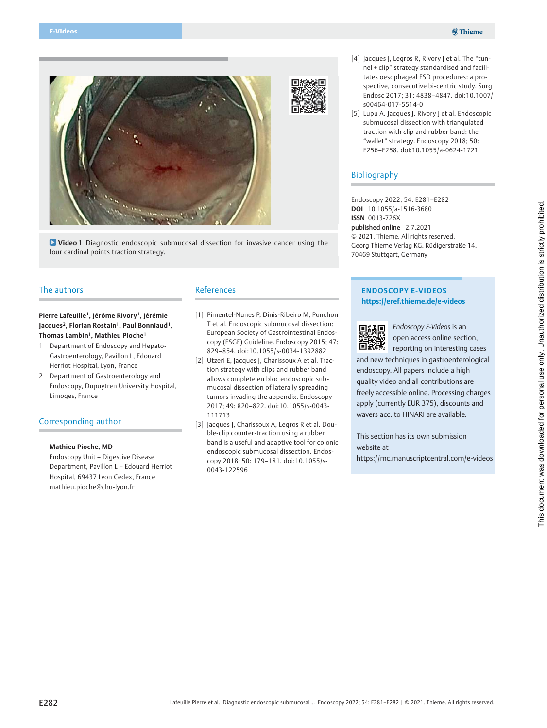**Video 1** Diagnostic endoscopic submucosal dissection for invasive cancer using the four cardinal points traction strategy.

## The authors

**Pierre Lafeuille[1], Jérôme Rivory[1], Jérémie Jacques[2], Florian Rostain[1], Paul Bonniaud[1], Thomas Lambin[1], Mathieu Pioche[1]**

1. Department of Endoscopy and Hepato-Gastroenterology, Pavillon L, Edouard Herriot Hospital, Lyon, France
2. Department of Gastroenterology and Endoscopy, Dupuytren University Hospital, Limoges, France

## Corresponding author

**Mathieu Pioche, MD**
Endoscopy Unit – Digestive Disease Department, Pavillon L – Edouard Herriot Hospital, 69437 Lyon Cédex, France
mathieu.pioche@chu-lyon.fr

## References

[1] Pimentel-Nunes P, Dinis-Ribeiro M, Ponchon T et al. Endoscopic submucosal dissection: European Society of Gastrointestinal Endoscopy (ESGE) Guideline. Endoscopy 2015; 47: 829–854. doi:10.1055/s-0034-1392882

[2] Utzeri E, Jacques J, Charissoux A et al. Traction strategy with clips and rubber band allows complete en bloc endoscopic submucosal dissection of laterally spreading tumors invading the appendix. Endoscopy 2017; 49: 820–822. doi:10.1055/s-0043-111713

[3] Jacques J, Charissoux A, Legros R et al. Double-clip counter-traction using a rubber band is a useful and adaptive tool for colonic endoscopic submucosal dissection. Endoscopy 2018; 50: 179–181. doi:10.1055/s-0043-122596

[4] Jacques J, Legros R, Rivory J et al. The "tunnel + clip" strategy standardised and facilitates oesophageal ESD procedures: a prospective, consecutive bi-centric study. Surg Endosc 2017; 31: 4838–4847. doi:10.1007/s00464-017-5514-0

[5] Lupu A, Jacques J, Rivory J et al. Endoscopic submucosal dissection with triangulated traction with clip and rubber band: the "wallet" strategy. Endoscopy 2018; 50: E256–E258. doi:10.1055/a-0624-1721

## Bibliography

Endoscopy 2022; 54: E281–E282
**DOI** 10.1055/a-1516-3680
**ISSN** 0013-726X
**published online** 2.7.2021
© 2021. Thieme. All rights reserved.
Georg Thieme Verlag KG, Rüdigerstraße 14, 70469 Stuttgart, Germany

## ENDOSCOPY E-VIDEOS

**https://eref.thieme.de/e-videos**

*Endoscopy E-Videos* is an open access online section, reporting on interesting cases and new techniques in gastroenterological endoscopy. All papers include a high quality video and all contributions are freely accessible online. Processing charges apply (currently EUR 375), discounts and wavers acc. to HINARI are available.

This section has its own submission website at https://mc.manuscriptcentral.com/e-videos